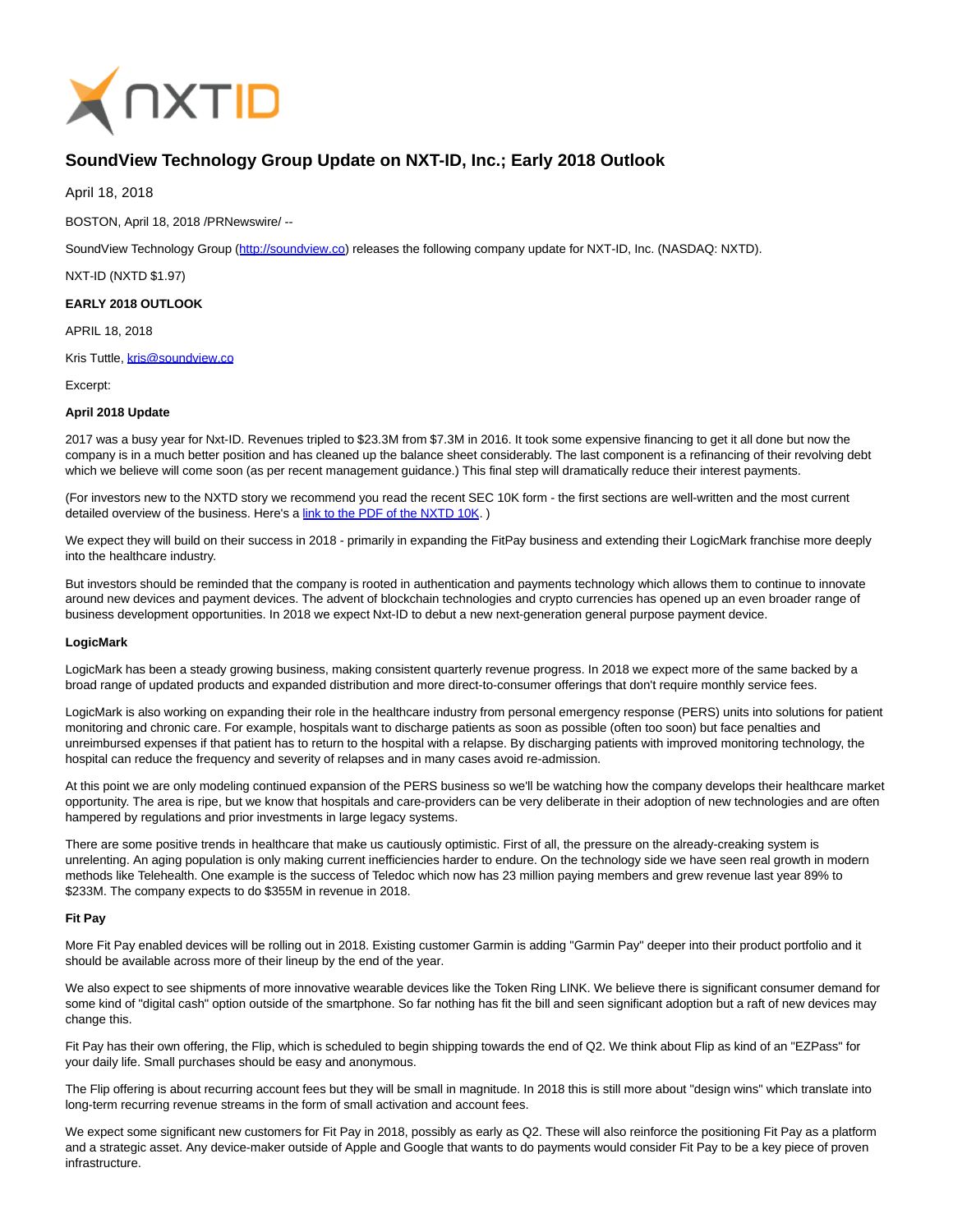# SoundView Technology Group Update on NXT-ID, Inc.; Early 2018 Outlook

April 18, 2018

BOSTON, April 18, 2018 /PRNewswire/ --

SoundView Technology Group (http://soundview.co) releases the following company update for NXT-ID, Inc. (NASDAQ: NXTD).

NXT-ID (NXTD $1.97)

**EARLY 2018 OUTLOOK**

APRIL 18, 2018

Kris Tuttle, kris@soundview.co

Excerpt:

**April 2018 Update**

2017 was a busy year for Nxt-ID. Revenues tripled to $23.3M from $7.3M in 2016. It took some expensive financing to get it all done but now the company is in a much better position and has cleaned up the balance sheet considerably. The last component is a refinancing of their revolving debt which we believe will come soon (as per recent management guidance.) This final step will dramatically reduce their interest payments.

(For investors new to the NXTD story we recommend you read the recent SEC 10K form - the first sections are well-written and the most current detailed overview of the business. Here's a link to the PDF of the NXTD 10K. )

We expect they will build on their success in 2018 - primarily in expanding the FitPay business and extending their LogicMark franchise more deeply into the healthcare industry.

But investors should be reminded that the company is rooted in authentication and payments technology which allows them to continue to innovate around new devices and payment devices. The advent of blockchain technologies and crypto currencies has opened up an even broader range of business development opportunities. In 2018 we expect Nxt-ID to debut a new next-generation general purpose payment device.

**LogicMark**

LogicMark has been a steady growing business, making consistent quarterly revenue progress. In 2018 we expect more of the same backed by a broad range of updated products and expanded distribution and more direct-to-consumer offerings that don't require monthly service fees.

LogicMark is also working on expanding their role in the healthcare industry from personal emergency response (PERS) units into solutions for patient monitoring and chronic care. For example, hospitals want to discharge patients as soon as possible (often too soon) but face penalties and unreimbursed expenses if that patient has to return to the hospital with a relapse. By discharging patients with improved monitoring technology, the hospital can reduce the frequency and severity of relapses and in many cases avoid re-admission.

At this point we are only modeling continued expansion of the PERS business so we'll be watching how the company develops their healthcare market opportunity. The area is ripe, but we know that hospitals and care-providers can be very deliberate in their adoption of new technologies and are often hampered by regulations and prior investments in large legacy systems.

There are some positive trends in healthcare that make us cautiously optimistic. First of all, the pressure on the already-creaking system is unrelenting. An aging population is only making current inefficiencies harder to endure. On the technology side we have seen real growth in modern methods like Telehealth. One example is the success of Teledoc which now has 23 million paying members and grew revenue last year 89% to $233M. The company expects to do $355M in revenue in 2018.

**Fit Pay**

More Fit Pay enabled devices will be rolling out in 2018. Existing customer Garmin is adding "Garmin Pay" deeper into their product portfolio and it should be available across more of their lineup by the end of the year.

We also expect to see shipments of more innovative wearable devices like the Token Ring LINK. We believe there is significant consumer demand for some kind of "digital cash" option outside of the smartphone. So far nothing has fit the bill and seen significant adoption but a raft of new devices may change this.

Fit Pay has their own offering, the Flip, which is scheduled to begin shipping towards the end of Q2. We think about Flip as kind of an "EZPass" for your daily life. Small purchases should be easy and anonymous.

The Flip offering is about recurring account fees but they will be small in magnitude. In 2018 this is still more about "design wins" which translate into long-term recurring revenue streams in the form of small activation and account fees.

We expect some significant new customers for Fit Pay in 2018, possibly as early as Q2. These will also reinforce the positioning Fit Pay as a platform and a strategic asset. Any device-maker outside of Apple and Google that wants to do payments would consider Fit Pay to be a key piece of proven infrastructure.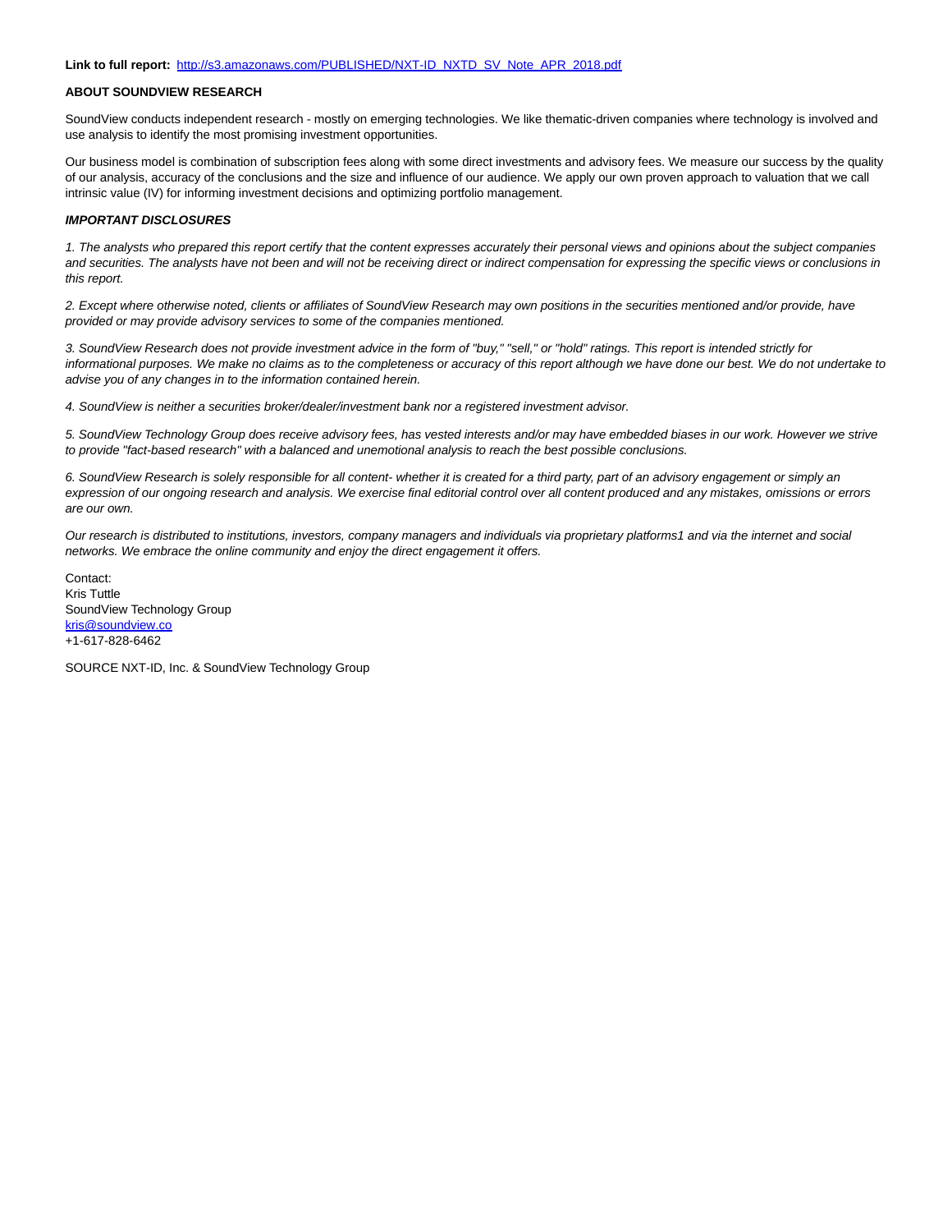**Link to full report:** [http://s3.amazonaws.com/PUBLISHED/NXT-ID_NXTD_SV_Note_APR_2018.pdf](http://s3.amazonaws.com/PUBLISHED/NXT-ID_NXTD_SV_Note_APR_2018.pdf)

**ABOUT SOUNDVIEW RESEARCH**

SoundView conducts independent research - mostly on emerging technologies. We like thematic-driven companies where technology is involved and use analysis to identify the most promising investment opportunities.

Our business model is combination of subscription fees along with some direct investments and advisory fees. We measure our success by the quality of our analysis, accuracy of the conclusions and the size and influence of our audience. We apply our own proven approach to valuation that we call intrinsic value (IV) for informing investment decisions and optimizing portfolio management.

***IMPORTANT DISCLOSURES***

*1. The analysts who prepared this report certify that the content expresses accurately their personal views and opinions about the subject companies and securities. The analysts have not been and will not be receiving direct or indirect compensation for expressing the specific views or conclusions in this report.*

*2. Except where otherwise noted, clients or affiliates of SoundView Research may own positions in the securities mentioned and/or provide, have provided or may provide advisory services to some of the companies mentioned.*

*3. SoundView Research does not provide investment advice in the form of "buy," "sell," or "hold" ratings. This report is intended strictly for informational purposes. We make no claims as to the completeness or accuracy of this report although we have done our best. We do not undertake to advise you of any changes in to the information contained herein.*

*4. SoundView is neither a securities broker/dealer/investment bank nor a registered investment advisor.*

*5. SoundView Technology Group does receive advisory fees, has vested interests and/or may have embedded biases in our work. However we strive to provide "fact-based research" with a balanced and unemotional analysis to reach the best possible conclusions.*

*6. SoundView Research is solely responsible for all content- whether it is created for a third party, part of an advisory engagement or simply an expression of our ongoing research and analysis. We exercise final editorial control over all content produced and any mistakes, omissions or errors are our own.*

*Our research is distributed to institutions, investors, company managers and individuals via proprietary platforms1 and via the internet and social networks. We embrace the online community and enjoy the direct engagement it offers.*

Contact:
Kris Tuttle
SoundView Technology Group
[kris@soundview.co](mailto:kris@soundview.co)
+1-617-828-6462

SOURCE NXT-ID, Inc. & SoundView Technology Group